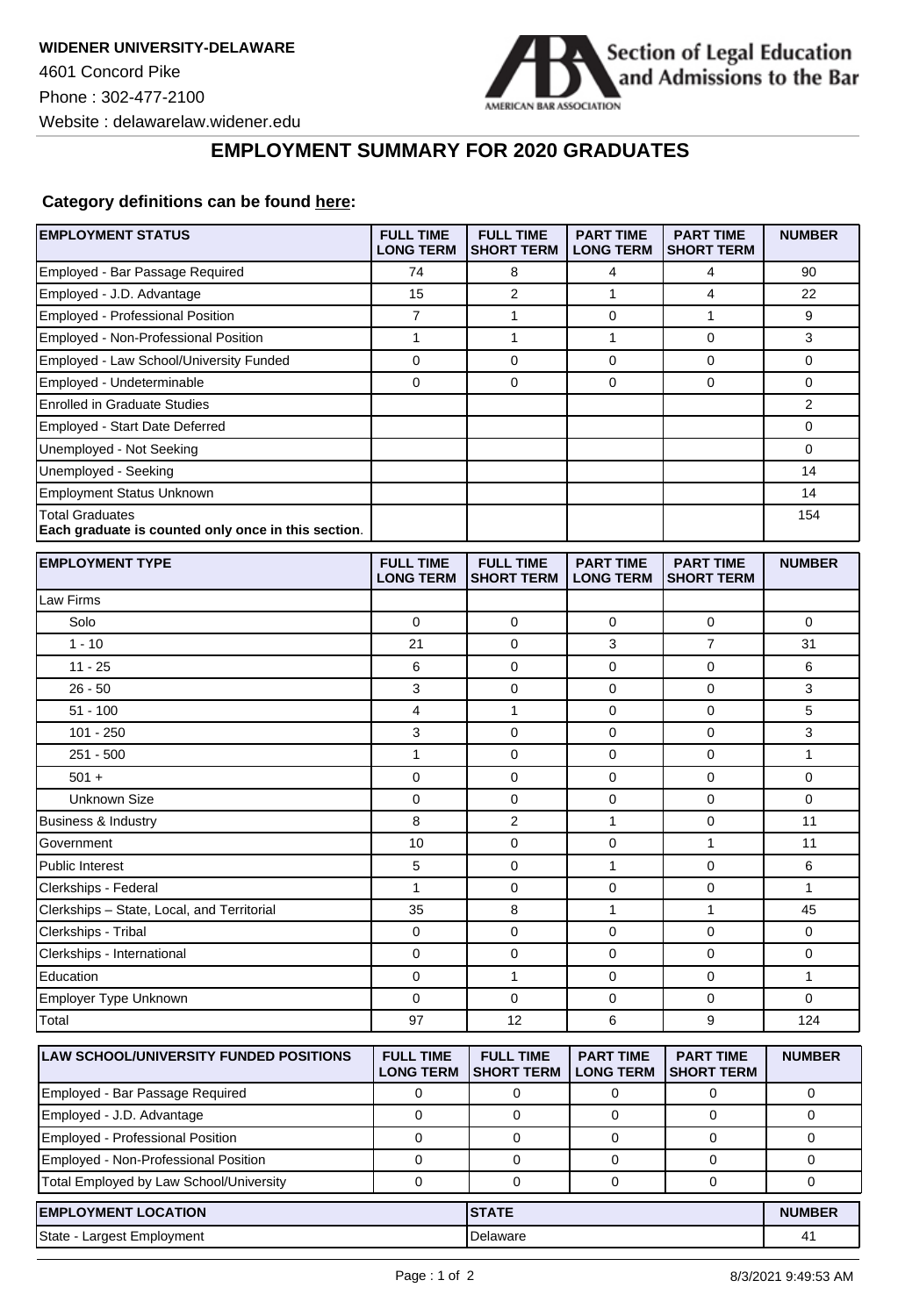**WIDENER UNIVERSITY-DELAWARE**

4601 Concord Pike

Phone : 302-477-2100

Website : delawarelaw.widener.edu

Section of Legal Education and Admissions to the Bar

AMERICAN BAR ASSOCIATION

## EMPLOYMENT SUMMARY FOR 2020 GRADUATES

**Category definitions can be found here:**

| EMPLOYMENT STATUS | FULL TIME LONG TERM | FULL TIME SHORT TERM | PART TIME LONG TERM | PART TIME SHORT TERM | NUMBER |
|---|---|---|---|---|---|
| Employed - Bar Passage Required | 74 | 8 | 4 | 4 | 90 |
| Employed - J.D. Advantage | 15 | 2 | 1 | 4 | 22 |
| Employed - Professional Position | 7 | 1 | 0 | 1 | 9 |
| Employed - Non-Professional Position | 1 | 1 | 1 | 0 | 3 |
| Employed - Law School/University Funded | 0 | 0 | 0 | 0 | 0 |
| Employed - Undeterminable | 0 | 0 | 0 | 0 | 0 |
| Enrolled in Graduate Studies | | | | | 2 |
| Employed - Start Date Deferred | | | | | 0 |
| Unemployed - Not Seeking | | | | | 0 |
| Unemployed - Seeking | | | | | 14 |
| Employment Status Unknown | | | | | 14 |
| Total Graduates **Each graduate is counted only once in this section**. | | | | | 154 |

| EMPLOYMENT TYPE | FULL TIME LONG TERM | FULL TIME SHORT TERM | PART TIME LONG TERM | PART TIME SHORT TERM | NUMBER |
|---|---|---|---|---|---|
| Law Firms | | | | | |
| Solo | 0 | 0 | 0 | 0 | 0 |
| 1 - 10 | 21 | 0 | 3 | 7 | 31 |
| 11 - 25 | 6 | 0 | 0 | 0 | 6 |
| 26 - 50 | 3 | 0 | 0 | 0 | 3 |
| 51 - 100 | 4 | 1 | 0 | 0 | 5 |
| 101 - 250 | 3 | 0 | 0 | 0 | 3 |
| 251 - 500 | 1 | 0 | 0 | 0 | 1 |
| 501 + | 0 | 0 | 0 | 0 | 0 |
| Unknown Size | 0 | 0 | 0 | 0 | 0 |
| Business & Industry | 8 | 2 | 1 | 0 | 11 |
| Government | 10 | 0 | 0 | 1 | 11 |
| Public Interest | 5 | 0 | 1 | 0 | 6 |
| Clerkships - Federal | 1 | 0 | 0 | 0 | 1 |
| Clerkships – State, Local, and Territorial | 35 | 8 | 1 | 1 | 45 |
| Clerkships - Tribal | 0 | 0 | 0 | 0 | 0 |
| Clerkships - International | 0 | 0 | 0 | 0 | 0 |
| Education | 0 | 1 | 0 | 0 | 1 |
| Employer Type Unknown | 0 | 0 | 0 | 0 | 0 |
| Total | 97 | 12 | 6 | 9 | 124 |

| LAW SCHOOL/UNIVERSITY FUNDED POSITIONS | FULL TIME LONG TERM | FULL TIME SHORT TERM | PART TIME LONG TERM | PART TIME SHORT TERM | NUMBER |
|---|---|---|---|---|---|
| Employed - Bar Passage Required | 0 | 0 | 0 | 0 | 0 |
| Employed - J.D. Advantage | 0 | 0 | 0 | 0 | 0 |
| Employed - Professional Position | 0 | 0 | 0 | 0 | 0 |
| Employed - Non-Professional Position | 0 | 0 | 0 | 0 | 0 |
| Total Employed by Law School/University | 0 | 0 | 0 | 0 | 0 |

| EMPLOYMENT LOCATION | STATE | NUMBER |
|---|---|---|
| State - Largest Employment | Delaware | 41 |

8/3/2021 9:49:53 AM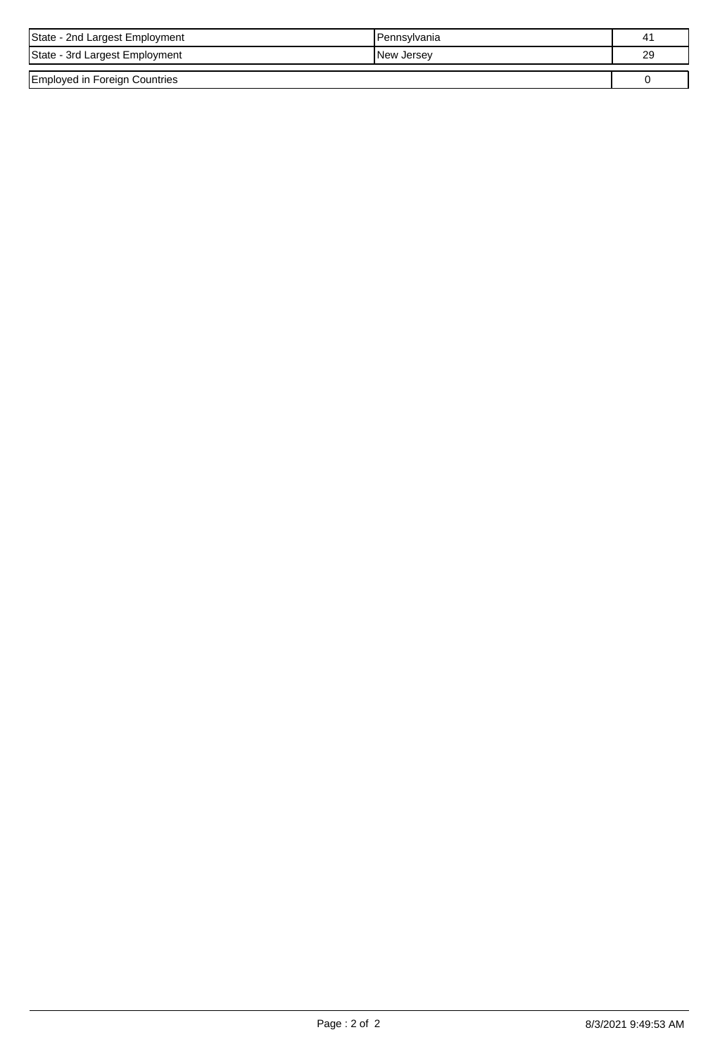| | | |
|---|---|---|
| State - 2nd Largest Employment | Pennsylvania | 41 |
| State - 3rd Largest Employment | New Jersey | 29 |

| | |
|---|---|
| Employed in Foreign Countries | 0 |